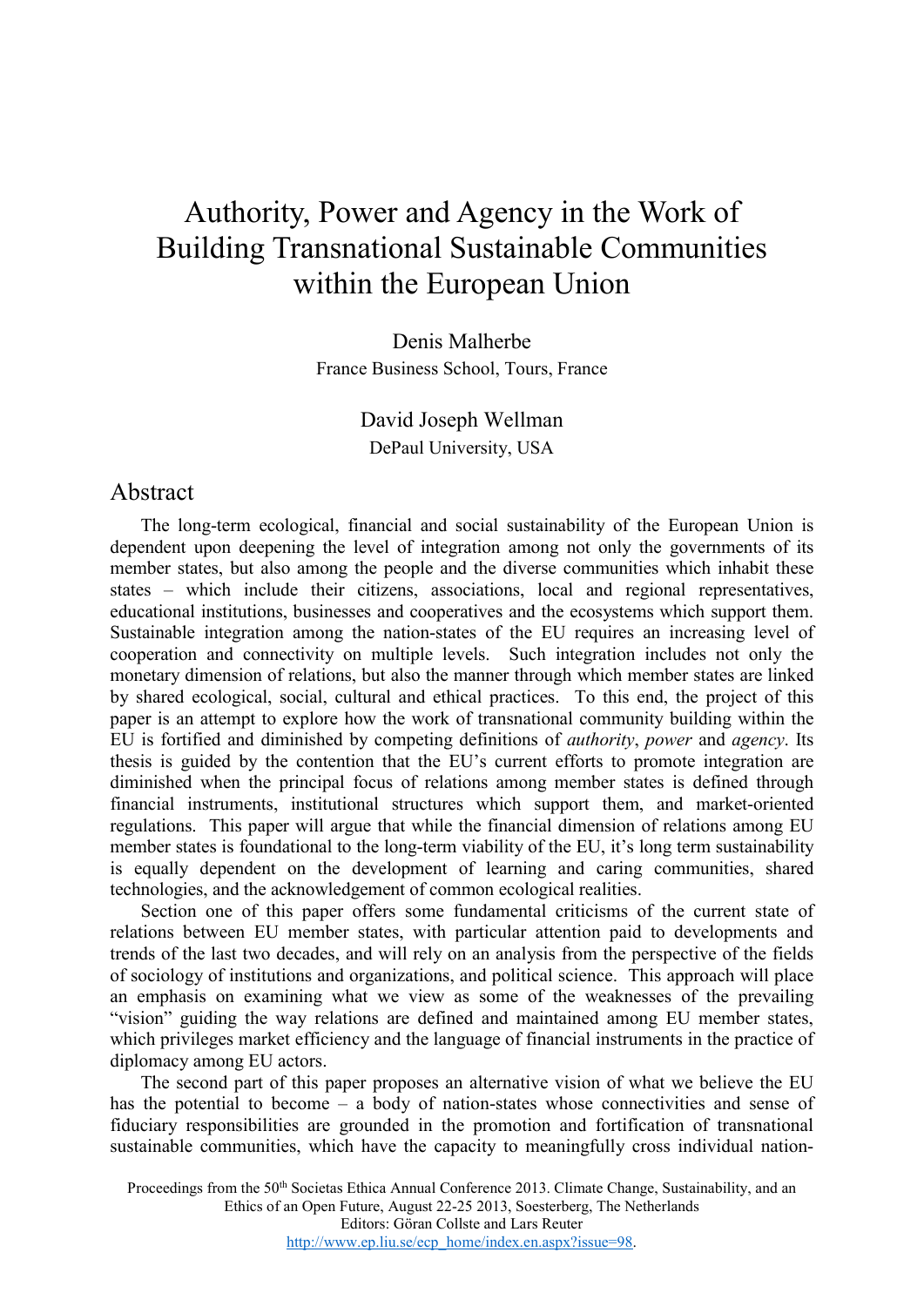# Authority, Power and Agency in the Work of Building Transnational Sustainable Communities within the European Union

Denis Malherbe
France Business School, Tours, France

David Joseph Wellman
DePaul University, USA

## Abstract

The long-term ecological, financial and social sustainability of the European Union is dependent upon deepening the level of integration among not only the governments of its member states, but also among the people and the diverse communities which inhabit these states – which include their citizens, associations, local and regional representatives, educational institutions, businesses and cooperatives and the ecosystems which support them. Sustainable integration among the nation-states of the EU requires an increasing level of cooperation and connectivity on multiple levels. Such integration includes not only the monetary dimension of relations, but also the manner through which member states are linked by shared ecological, social, cultural and ethical practices. To this end, the project of this paper is an attempt to explore how the work of transnational community building within the EU is fortified and diminished by competing definitions of *authority*, *power* and *agency*. Its thesis is guided by the contention that the EU's current efforts to promote integration are diminished when the principal focus of relations among member states is defined through financial instruments, institutional structures which support them, and market-oriented regulations. This paper will argue that while the financial dimension of relations among EU member states is foundational to the long-term viability of the EU, it's long term sustainability is equally dependent on the development of learning and caring communities, shared technologies, and the acknowledgement of common ecological realities.

Section one of this paper offers some fundamental criticisms of the current state of relations between EU member states, with particular attention paid to developments and trends of the last two decades, and will rely on an analysis from the perspective of the fields of sociology of institutions and organizations, and political science. This approach will place an emphasis on examining what we view as some of the weaknesses of the prevailing "vision" guiding the way relations are defined and maintained among EU member states, which privileges market efficiency and the language of financial instruments in the practice of diplomacy among EU actors.

The second part of this paper proposes an alternative vision of what we believe the EU has the potential to become – a body of nation-states whose connectivities and sense of fiduciary responsibilities are grounded in the promotion and fortification of transnational sustainable communities, which have the capacity to meaningfully cross individual nation-

Proceedings from the 50th Societas Ethica Annual Conference 2013. Climate Change, Sustainability, and an Ethics of an Open Future, August 22-25 2013, Soesterberg, The Netherlands
Editors: Göran Collste and Lars Reuter
http://www.ep.liu.se/ecp_home/index.en.aspx?issue=98.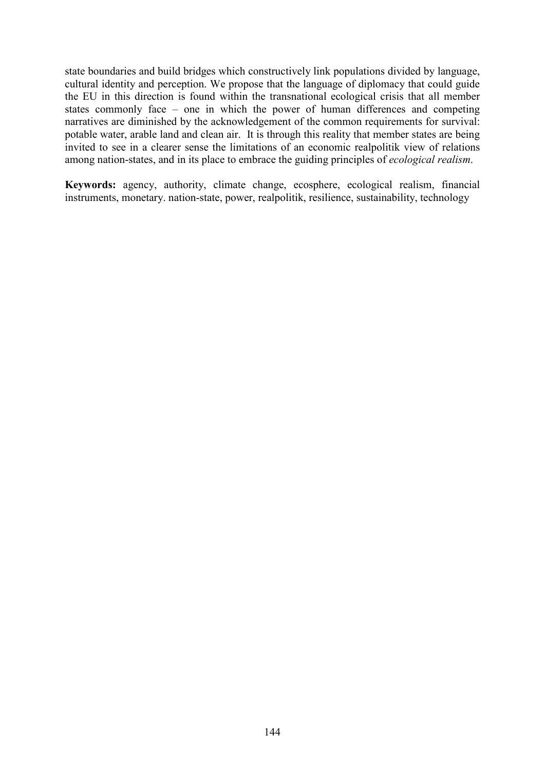state boundaries and build bridges which constructively link populations divided by language, cultural identity and perception. We propose that the language of diplomacy that could guide the EU in this direction is found within the transnational ecological crisis that all member states commonly face – one in which the power of human differences and competing narratives are diminished by the acknowledgement of the common requirements for survival: potable water, arable land and clean air. It is through this reality that member states are being invited to see in a clearer sense the limitations of an economic realpolitik view of relations among nation-states, and in its place to embrace the guiding principles of *ecological realism*.

**Keywords:** agency, authority, climate change, ecosphere, ecological realism, financial instruments, monetary. nation-state, power, realpolitik, resilience, sustainability, technology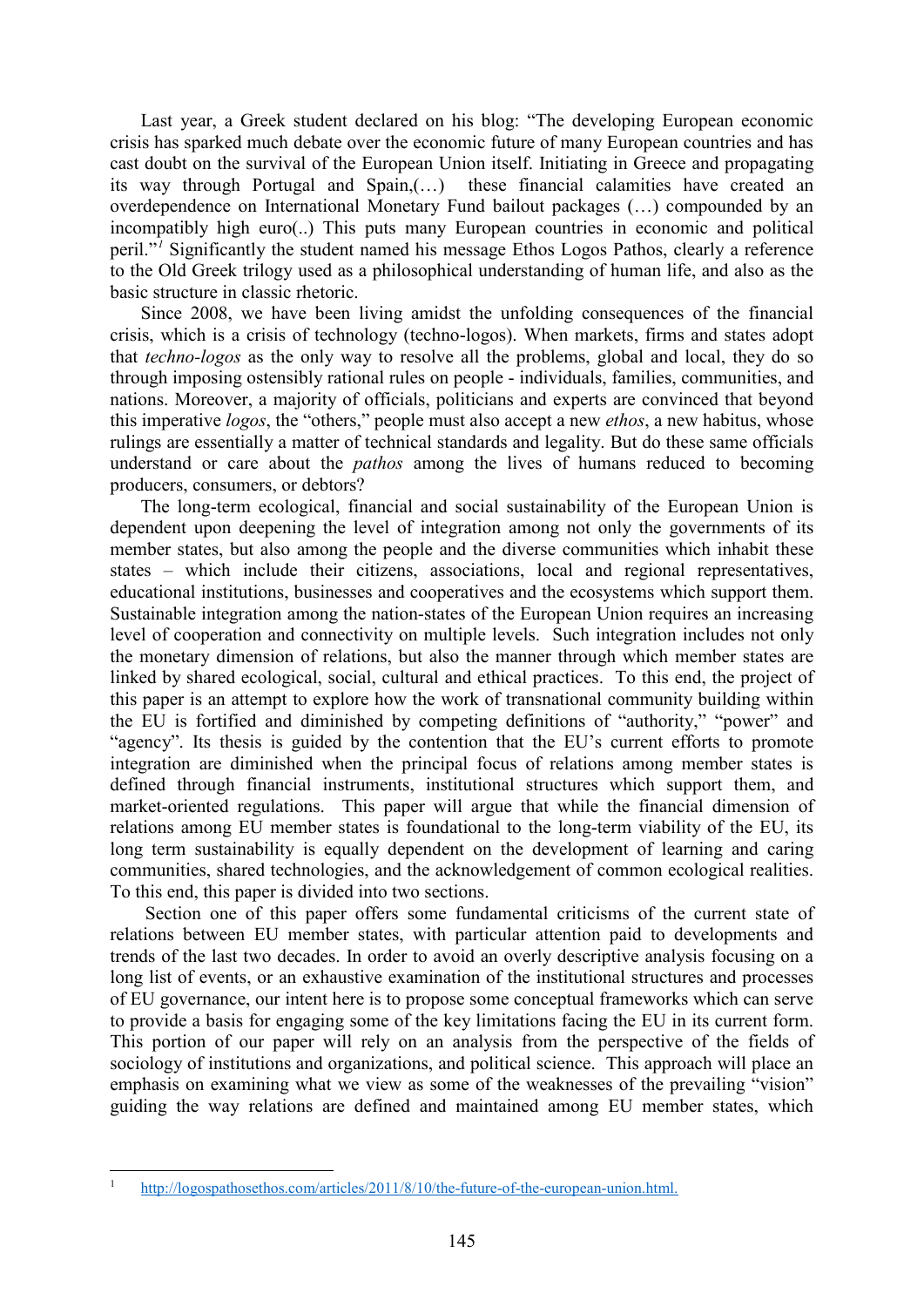Last year, a Greek student declared on his blog: "The developing European economic crisis has sparked much debate over the economic future of many European countries and has cast doubt on the survival of the European Union itself. Initiating in Greece and propagating its way through Portugal and Spain,(…) these financial calamities have created an overdependence on International Monetary Fund bailout packages (…) compounded by an incompatibly high euro(..) This puts many European countries in economic and political peril."[1] Significantly the student named his message Ethos Logos Pathos, clearly a reference to the Old Greek trilogy used as a philosophical understanding of human life, and also as the basic structure in classic rhetoric.

Since 2008, we have been living amidst the unfolding consequences of the financial crisis, which is a crisis of technology (techno-logos). When markets, firms and states adopt that *techno-logos* as the only way to resolve all the problems, global and local, they do so through imposing ostensibly rational rules on people - individuals, families, communities, and nations. Moreover, a majority of officials, politicians and experts are convinced that beyond this imperative *logos*, the "others," people must also accept a new *ethos*, a new habitus, whose rulings are essentially a matter of technical standards and legality. But do these same officials understand or care about the *pathos* among the lives of humans reduced to becoming producers, consumers, or debtors?

The long-term ecological, financial and social sustainability of the European Union is dependent upon deepening the level of integration among not only the governments of its member states, but also among the people and the diverse communities which inhabit these states – which include their citizens, associations, local and regional representatives, educational institutions, businesses and cooperatives and the ecosystems which support them. Sustainable integration among the nation-states of the European Union requires an increasing level of cooperation and connectivity on multiple levels. Such integration includes not only the monetary dimension of relations, but also the manner through which member states are linked by shared ecological, social, cultural and ethical practices. To this end, the project of this paper is an attempt to explore how the work of transnational community building within the EU is fortified and diminished by competing definitions of "authority," "power" and "agency". Its thesis is guided by the contention that the EU's current efforts to promote integration are diminished when the principal focus of relations among member states is defined through financial instruments, institutional structures which support them, and market-oriented regulations. This paper will argue that while the financial dimension of relations among EU member states is foundational to the long-term viability of the EU, its long term sustainability is equally dependent on the development of learning and caring communities, shared technologies, and the acknowledgement of common ecological realities. To this end, this paper is divided into two sections.

Section one of this paper offers some fundamental criticisms of the current state of relations between EU member states, with particular attention paid to developments and trends of the last two decades. In order to avoid an overly descriptive analysis focusing on a long list of events, or an exhaustive examination of the institutional structures and processes of EU governance, our intent here is to propose some conceptual frameworks which can serve to provide a basis for engaging some of the key limitations facing the EU in its current form. This portion of our paper will rely on an analysis from the perspective of the fields of sociology of institutions and organizations, and political science. This approach will place an emphasis on examining what we view as some of the weaknesses of the prevailing "vision" guiding the way relations are defined and maintained among EU member states, which

[1] http://logospathosethos.com/articles/2011/8/10/the-future-of-the-european-union.html.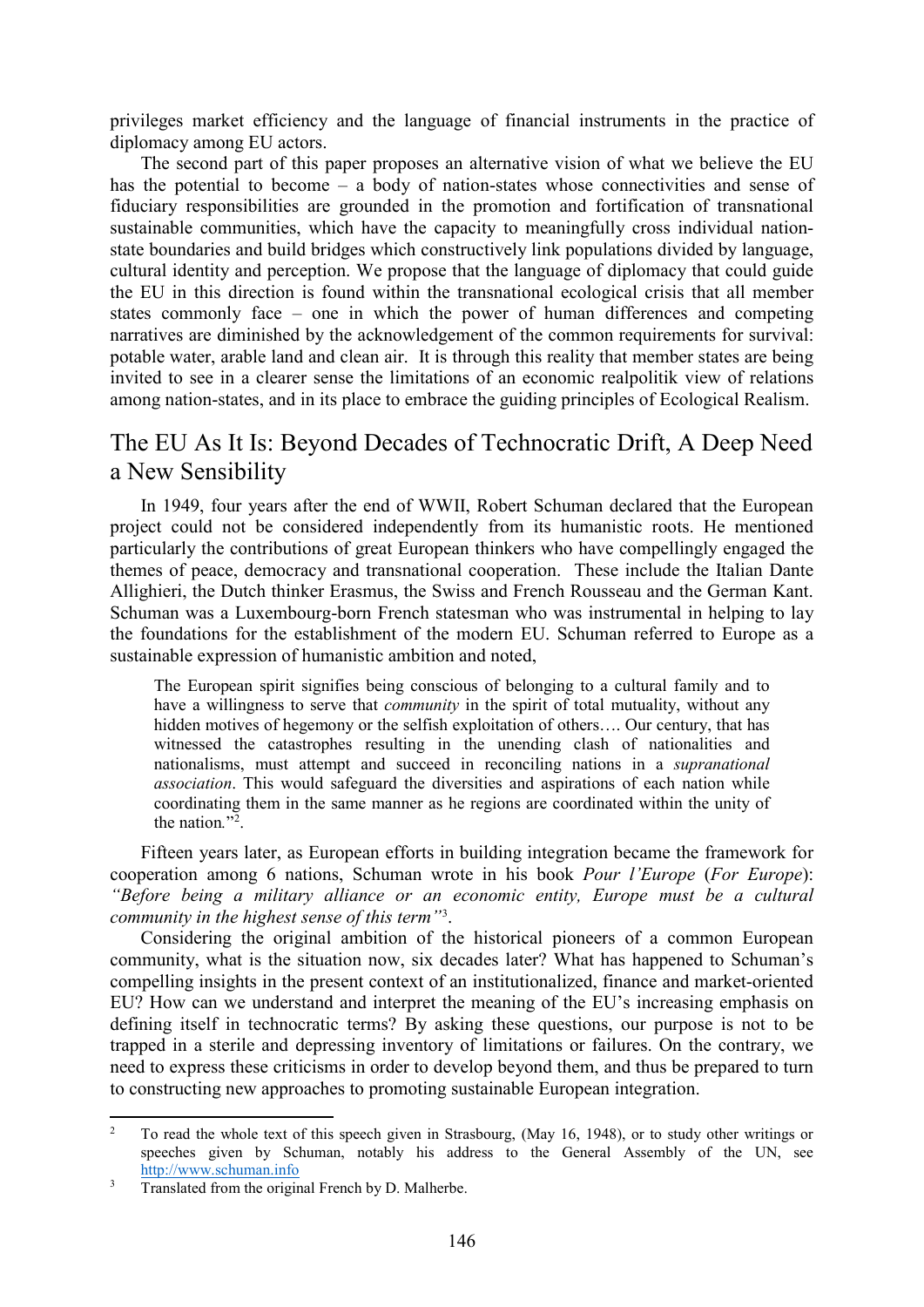privileges market efficiency and the language of financial instruments in the practice of diplomacy among EU actors.

The second part of this paper proposes an alternative vision of what we believe the EU has the potential to become – a body of nation-states whose connectivities and sense of fiduciary responsibilities are grounded in the promotion and fortification of transnational sustainable communities, which have the capacity to meaningfully cross individual nation-state boundaries and build bridges which constructively link populations divided by language, cultural identity and perception. We propose that the language of diplomacy that could guide the EU in this direction is found within the transnational ecological crisis that all member states commonly face – one in which the power of human differences and competing narratives are diminished by the acknowledgement of the common requirements for survival: potable water, arable land and clean air. It is through this reality that member states are being invited to see in a clearer sense the limitations of an economic realpolitik view of relations among nation-states, and in its place to embrace the guiding principles of Ecological Realism.

## The EU As It Is: Beyond Decades of Technocratic Drift, A Deep Need a New Sensibility

In 1949, four years after the end of WWII, Robert Schuman declared that the European project could not be considered independently from its humanistic roots. He mentioned particularly the contributions of great European thinkers who have compellingly engaged the themes of peace, democracy and transnational cooperation. These include the Italian Dante Allighieri, the Dutch thinker Erasmus, the Swiss and French Rousseau and the German Kant. Schuman was a Luxembourg-born French statesman who was instrumental in helping to lay the foundations for the establishment of the modern EU. Schuman referred to Europe as a sustainable expression of humanistic ambition and noted,

> The European spirit signifies being conscious of belonging to a cultural family and to have a willingness to serve that *community* in the spirit of total mutuality, without any hidden motives of hegemony or the selfish exploitation of others…. Our century, that has witnessed the catastrophes resulting in the unending clash of nationalities and nationalisms, must attempt and succeed in reconciling nations in a *supranational association*. This would safeguard the diversities and aspirations of each nation while coordinating them in the same manner as he regions are coordinated within the unity of the nation."[2].

Fifteen years later, as European efforts in building integration became the framework for cooperation among 6 nations, Schuman wrote in his book *Pour l'Europe* (*For Europe*): *"Before being a military alliance or an economic entity, Europe must be a cultural community in the highest sense of this term"*[3].

Considering the original ambition of the historical pioneers of a common European community, what is the situation now, six decades later? What has happened to Schuman's compelling insights in the present context of an institutionalized, finance and market-oriented EU? How can we understand and interpret the meaning of the EU's increasing emphasis on defining itself in technocratic terms? By asking these questions, our purpose is not to be trapped in a sterile and depressing inventory of limitations or failures. On the contrary, we need to express these criticisms in order to develop beyond them, and thus be prepared to turn to constructing new approaches to promoting sustainable European integration.

---

[2] To read the whole text of this speech given in Strasbourg, (May 16, 1948), or to study other writings or speeches given by Schuman, notably his address to the General Assembly of the UN, see http://www.schuman.info

[3] Translated from the original French by D. Malherbe.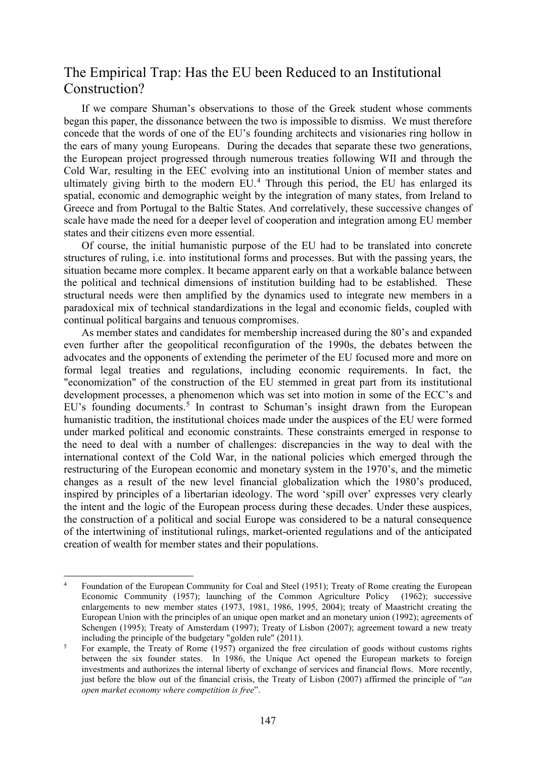## The Empirical Trap: Has the EU been Reduced to an Institutional Construction?

If we compare Shuman's observations to those of the Greek student whose comments began this paper, the dissonance between the two is impossible to dismiss. We must therefore concede that the words of one of the EU's founding architects and visionaries ring hollow in the ears of many young Europeans. During the decades that separate these two generations, the European project progressed through numerous treaties following WII and through the Cold War, resulting in the EEC evolving into an institutional Union of member states and ultimately giving birth to the modern EU.[4] Through this period, the EU has enlarged its spatial, economic and demographic weight by the integration of many states, from Ireland to Greece and from Portugal to the Baltic States. And correlatively, these successive changes of scale have made the need for a deeper level of cooperation and integration among EU member states and their citizens even more essential.

Of course, the initial humanistic purpose of the EU had to be translated into concrete structures of ruling, i.e. into institutional forms and processes. But with the passing years, the situation became more complex. It became apparent early on that a workable balance between the political and technical dimensions of institution building had to be established. These structural needs were then amplified by the dynamics used to integrate new members in a paradoxical mix of technical standardizations in the legal and economic fields, coupled with continual political bargains and tenuous compromises.

As member states and candidates for membership increased during the 80's and expanded even further after the geopolitical reconfiguration of the 1990s, the debates between the advocates and the opponents of extending the perimeter of the EU focused more and more on formal legal treaties and regulations, including economic requirements. In fact, the "economization" of the construction of the EU stemmed in great part from its institutional development processes, a phenomenon which was set into motion in some of the ECC's and EU's founding documents.[5] In contrast to Schuman's insight drawn from the European humanistic tradition, the institutional choices made under the auspices of the EU were formed under marked political and economic constraints. These constraints emerged in response to the need to deal with a number of challenges: discrepancies in the way to deal with the international context of the Cold War, in the national policies which emerged through the restructuring of the European economic and monetary system in the 1970's, and the mimetic changes as a result of the new level financial globalization which the 1980's produced, inspired by principles of a libertarian ideology. The word 'spill over' expresses very clearly the intent and the logic of the European process during these decades. Under these auspices, the construction of a political and social Europe was considered to be a natural consequence of the intertwining of institutional rulings, market-oriented regulations and of the anticipated creation of wealth for member states and their populations.

---

[4] Foundation of the European Community for Coal and Steel (1951); Treaty of Rome creating the European Economic Community (1957); launching of the Common Agriculture Policy (1962); successive enlargements to new member states (1973, 1981, 1986, 1995, 2004); treaty of Maastricht creating the European Union with the principles of an unique open market and an monetary union (1992); agreements of Schengen (1995); Treaty of Amsterdam (1997); Treaty of Lisbon (2007); agreement toward a new treaty including the principle of the budgetary "golden rule" (2011).

[5] For example, the Treaty of Rome (1957) organized the free circulation of goods without customs rights between the six founder states. In 1986, the Unique Act opened the European markets to foreign investments and authorizes the internal liberty of exchange of services and financial flows. More recently, just before the blow out of the financial crisis, the Treaty of Lisbon (2007) affirmed the principle of "*an open market economy where competition is free*".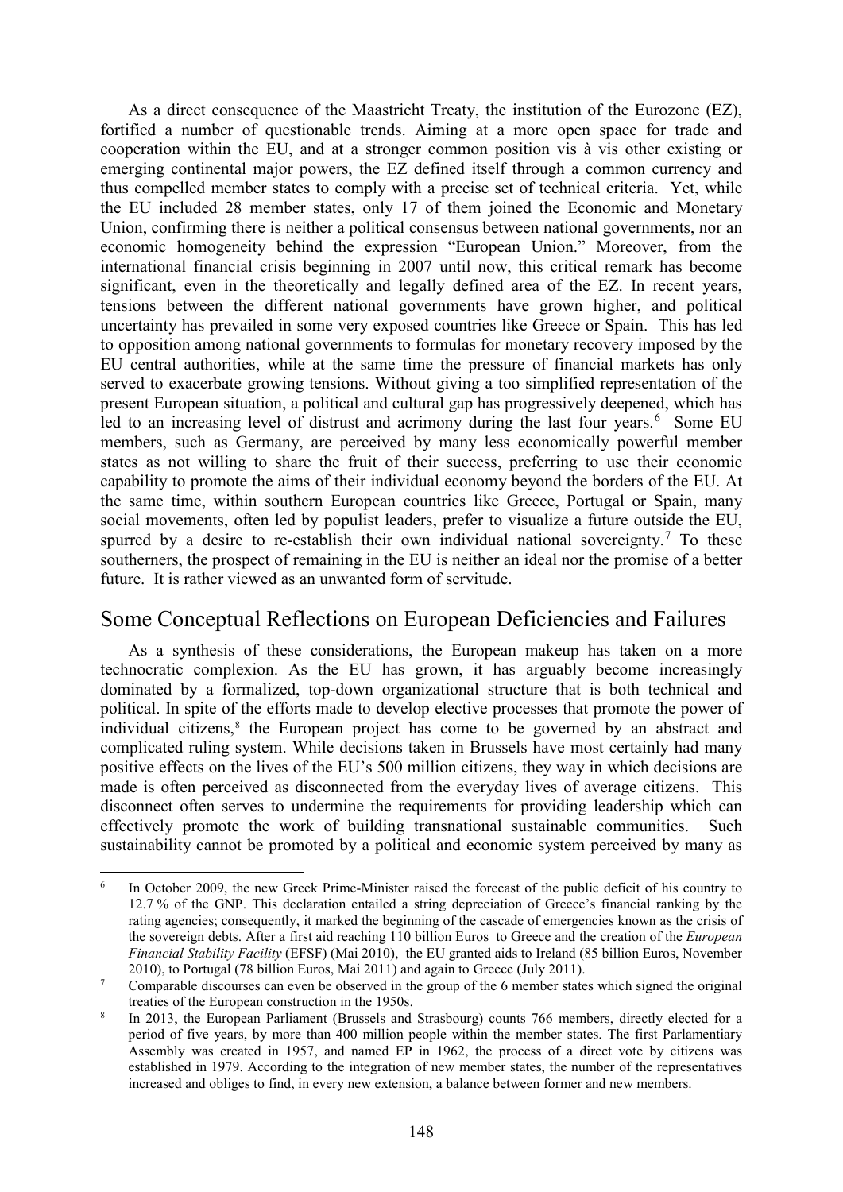As a direct consequence of the Maastricht Treaty, the institution of the Eurozone (EZ), fortified a number of questionable trends. Aiming at a more open space for trade and cooperation within the EU, and at a stronger common position vis à vis other existing or emerging continental major powers, the EZ defined itself through a common currency and thus compelled member states to comply with a precise set of technical criteria. Yet, while the EU included 28 member states, only 17 of them joined the Economic and Monetary Union, confirming there is neither a political consensus between national governments, nor an economic homogeneity behind the expression "European Union." Moreover, from the international financial crisis beginning in 2007 until now, this critical remark has become significant, even in the theoretically and legally defined area of the EZ. In recent years, tensions between the different national governments have grown higher, and political uncertainty has prevailed in some very exposed countries like Greece or Spain. This has led to opposition among national governments to formulas for monetary recovery imposed by the EU central authorities, while at the same time the pressure of financial markets has only served to exacerbate growing tensions. Without giving a too simplified representation of the present European situation, a political and cultural gap has progressively deepened, which has led to an increasing level of distrust and acrimony during the last four years.[6] Some EU members, such as Germany, are perceived by many less economically powerful member states as not willing to share the fruit of their success, preferring to use their economic capability to promote the aims of their individual economy beyond the borders of the EU. At the same time, within southern European countries like Greece, Portugal or Spain, many social movements, often led by populist leaders, prefer to visualize a future outside the EU, spurred by a desire to re-establish their own individual national sovereignty.[7] To these southerners, the prospect of remaining in the EU is neither an ideal nor the promise of a better future. It is rather viewed as an unwanted form of servitude.

## Some Conceptual Reflections on European Deficiencies and Failures

As a synthesis of these considerations, the European makeup has taken on a more technocratic complexion. As the EU has grown, it has arguably become increasingly dominated by a formalized, top-down organizational structure that is both technical and political. In spite of the efforts made to develop elective processes that promote the power of individual citizens,[8] the European project has come to be governed by an abstract and complicated ruling system. While decisions taken in Brussels have most certainly had many positive effects on the lives of the EU's 500 million citizens, they way in which decisions are made is often perceived as disconnected from the everyday lives of average citizens. This disconnect often serves to undermine the requirements for providing leadership which can effectively promote the work of building transnational sustainable communities. Such sustainability cannot be promoted by a political and economic system perceived by many as

---

[6] In October 2009, the new Greek Prime-Minister raised the forecast of the public deficit of his country to 12.7 % of the GNP. This declaration entailed a string depreciation of Greece's financial ranking by the rating agencies; consequently, it marked the beginning of the cascade of emergencies known as the crisis of the sovereign debts. After a first aid reaching 110 billion Euros to Greece and the creation of the *European Financial Stability Facility* (EFSF) (Mai 2010), the EU granted aids to Ireland (85 billion Euros, November 2010), to Portugal (78 billion Euros, Mai 2011) and again to Greece (July 2011).

[7] Comparable discourses can even be observed in the group of the 6 member states which signed the original treaties of the European construction in the 1950s.

[8] In 2013, the European Parliament (Brussels and Strasbourg) counts 766 members, directly elected for a period of five years, by more than 400 million people within the member states. The first Parlamentiary Assembly was created in 1957, and named EP in 1962, the process of a direct vote by citizens was established in 1979. According to the integration of new member states, the number of the representatives increased and obliges to find, in every new extension, a balance between former and new members.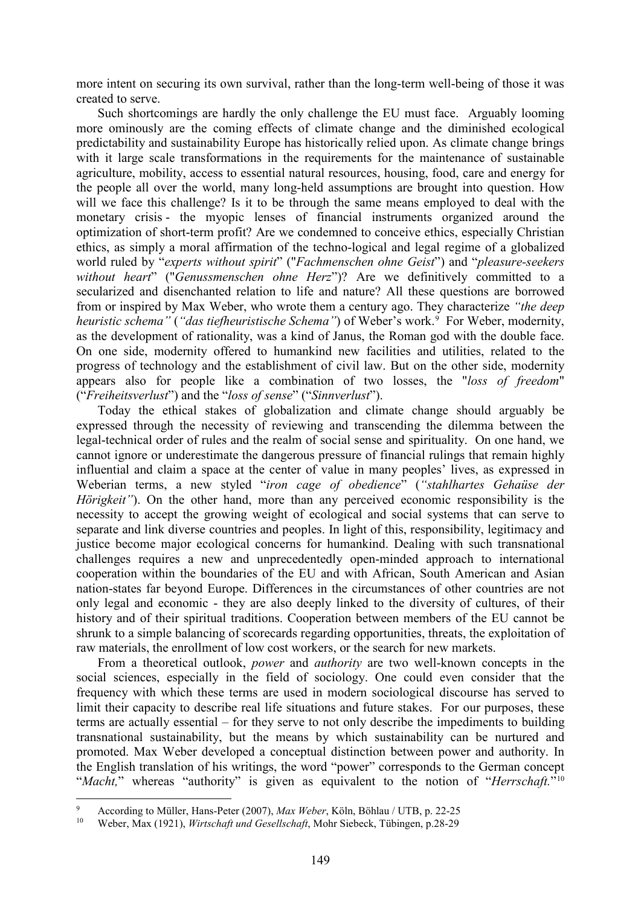more intent on securing its own survival, rather than the long-term well-being of those it was created to serve.

Such shortcomings are hardly the only challenge the EU must face. Arguably looming more ominously are the coming effects of climate change and the diminished ecological predictability and sustainability Europe has historically relied upon. As climate change brings with it large scale transformations in the requirements for the maintenance of sustainable agriculture, mobility, access to essential natural resources, housing, food, care and energy for the people all over the world, many long-held assumptions are brought into question. How will we face this challenge? Is it to be through the same means employed to deal with the monetary crisis - the myopic lenses of financial instruments organized around the optimization of short-term profit? Are we condemned to conceive ethics, especially Christian ethics, as simply a moral affirmation of the techno-logical and legal regime of a globalized world ruled by "*experts without spirit*" ("*Fachmenschen ohne Geist*") and "*pleasure-seekers without heart*" ("*Genussmenschen ohne Herz*")? Are we definitively committed to a secularized and disenchanted relation to life and nature? All these questions are borrowed from or inspired by Max Weber, who wrote them a century ago. They characterize *"the deep heuristic schema"* (*"das tiefheuristische Schema"*) of Weber's work.[9] For Weber, modernity, as the development of rationality, was a kind of Janus, the Roman god with the double face. On one side, modernity offered to humankind new facilities and utilities, related to the progress of technology and the establishment of civil law. But on the other side, modernity appears also for people like a combination of two losses, the "*loss of freedom*" ("*Freiheitsverlust*") and the "*loss of sense*" ("*Sinnverlust*").

Today the ethical stakes of globalization and climate change should arguably be expressed through the necessity of reviewing and transcending the dilemma between the legal-technical order of rules and the realm of social sense and spirituality. On one hand, we cannot ignore or underestimate the dangerous pressure of financial rulings that remain highly influential and claim a space at the center of value in many peoples' lives, as expressed in Weberian terms, a new styled "*iron cage of obedience*" (*"stahlhartes Gehaüse der Hörigkeit"*). On the other hand, more than any perceived economic responsibility is the necessity to accept the growing weight of ecological and social systems that can serve to separate and link diverse countries and peoples. In light of this, responsibility, legitimacy and justice become major ecological concerns for humankind. Dealing with such transnational challenges requires a new and unprecedentedly open-minded approach to international cooperation within the boundaries of the EU and with African, South American and Asian nation-states far beyond Europe. Differences in the circumstances of other countries are not only legal and economic - they are also deeply linked to the diversity of cultures, of their history and of their spiritual traditions. Cooperation between members of the EU cannot be shrunk to a simple balancing of scorecards regarding opportunities, threats, the exploitation of raw materials, the enrollment of low cost workers, or the search for new markets.

From a theoretical outlook, *power* and *authority* are two well-known concepts in the social sciences, especially in the field of sociology. One could even consider that the frequency with which these terms are used in modern sociological discourse has served to limit their capacity to describe real life situations and future stakes. For our purposes, these terms are actually essential – for they serve to not only describe the impediments to building transnational sustainability, but the means by which sustainability can be nurtured and promoted. Max Weber developed a conceptual distinction between power and authority. In the English translation of his writings, the word "power" corresponds to the German concept "*Macht,*" whereas "authority" is given as equivalent to the notion of "*Herrschaft.*"[10]

---

[9] According to Müller, Hans-Peter (2007), *Max Weber*, Köln, Böhlau / UTB, p. 22-25

[10] Weber, Max (1921), *Wirtschaft und Gesellschaft*, Mohr Siebeck, Tübingen, p.28-29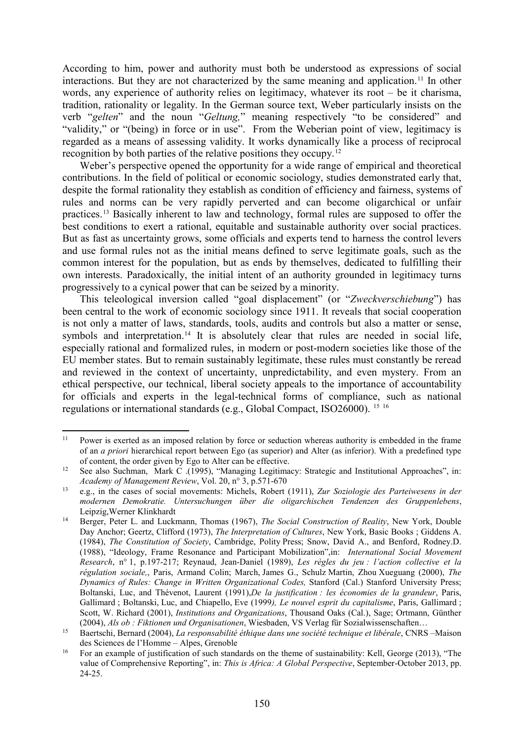According to him, power and authority must both be understood as expressions of social interactions. But they are not characterized by the same meaning and application.[11] In other words, any experience of authority relies on legitimacy, whatever its root – be it charisma, tradition, rationality or legality. In the German source text, Weber particularly insists on the verb "*gelten*" and the noun "*Geltung,*" meaning respectively "to be considered" and "validity," or "(being) in force or in use". From the Weberian point of view, legitimacy is regarded as a means of assessing validity. It works dynamically like a process of reciprocal recognition by both parties of the relative positions they occupy.[12]

Weber's perspective opened the opportunity for a wide range of empirical and theoretical contributions. In the field of political or economic sociology, studies demonstrated early that, despite the formal rationality they establish as condition of efficiency and fairness, systems of rules and norms can be very rapidly perverted and can become oligarchical or unfair practices.[13] Basically inherent to law and technology, formal rules are supposed to offer the best conditions to exert a rational, equitable and sustainable authority over social practices. But as fast as uncertainty grows, some officials and experts tend to harness the control levers and use formal rules not as the initial means defined to serve legitimate goals, such as the common interest for the population, but as ends by themselves, dedicated to fulfilling their own interests. Paradoxically, the initial intent of an authority grounded in legitimacy turns progressively to a cynical power that can be seized by a minority.

This teleological inversion called "goal displacement" (or "*Zweckverschiebung*") has been central to the work of economic sociology since 1911. It reveals that social cooperation is not only a matter of laws, standards, tools, audits and controls but also a matter or sense, symbols and interpretation.[14] It is absolutely clear that rules are needed in social life, especially rational and formalized rules, in modern or post-modern societies like those of the EU member states. But to remain sustainably legitimate, these rules must constantly be reread and reviewed in the context of uncertainty, unpredictability, and even mystery. From an ethical perspective, our technical, liberal society appeals to the importance of accountability for officials and experts in the legal-technical forms of compliance, such as national regulations or international standards (e.g., Global Compact, ISO26000). [15] [16]

---

[11] Power is exerted as an imposed relation by force or seduction whereas authority is embedded in the frame of an *a priori* hierarchical report between Ego (as superior) and Alter (as inferior). With a predefined type of content, the order given by Ego to Alter can be effective.

[12] See also Suchman, Mark C .(1995), "Managing Legitimacy: Strategic and Institutional Approaches", in: *Academy of Management Review*, Vol. 20, n° 3, p.571-670

[13] e.g., in the cases of social movements: Michels, Robert (1911), *Zur Soziologie des Parteiwesens in der modernen Demokratie. Untersuchungen über die oligarchischen Tendenzen des Gruppenlebens*, Leipzig,Werner Klinkhardt

[14] Berger, Peter L. and Luckmann, Thomas (1967), *The Social Construction of Reality*, New York, Double Day Anchor; Geertz, Clifford (1973), *The Interpretation of Cultures*, New York, Basic Books ; Giddens A. (1984), *The Constitution of Society*, Cambridge, Polity Press; Snow, David A., and Benford, Rodney.D. (1988), "Ideology, Frame Resonance and Participant Mobilization",in: *International Social Movement Research*, n° 1, p.197-217; Reynaud, Jean-Daniel (1989), *Les règles du jeu : l'action collective et la régulation sociale,*, Paris, Armand Colin; March, James G., Schulz Martin, Zhou Xueguang (2000), *The Dynamics of Rules: Change in Written Organizational Codes,* Stanford (Cal.) Stanford University Press; Boltanski, Luc, and Thévenot, Laurent (1991),*De la justification : les économies de la grandeur*, Paris, Gallimard ; Boltanski, Luc, and Chiapello, Eve (1999*), Le nouvel esprit du capitalisme*, Paris, Gallimard ; Scott, W. Richard (2001), *Institutions and Organizations*, Thousand Oaks (Cal.), Sage; Ortmann, Günther (2004), *Als ob : Fiktionen und Organisationen*, Wiesbaden, VS Verlag für Sozialwissenschaften…

[15] Baertschi, Bernard (2004), *La responsabilité éthique dans une société technique et libérale*, CNRS –Maison des Sciences de l'Homme – Alpes, Grenoble

[16] For an example of justification of such standards on the theme of sustainability: Kell, George (2013), "The value of Comprehensive Reporting", in: *This is Africa: A Global Perspective*, September-October 2013, pp. 24-25.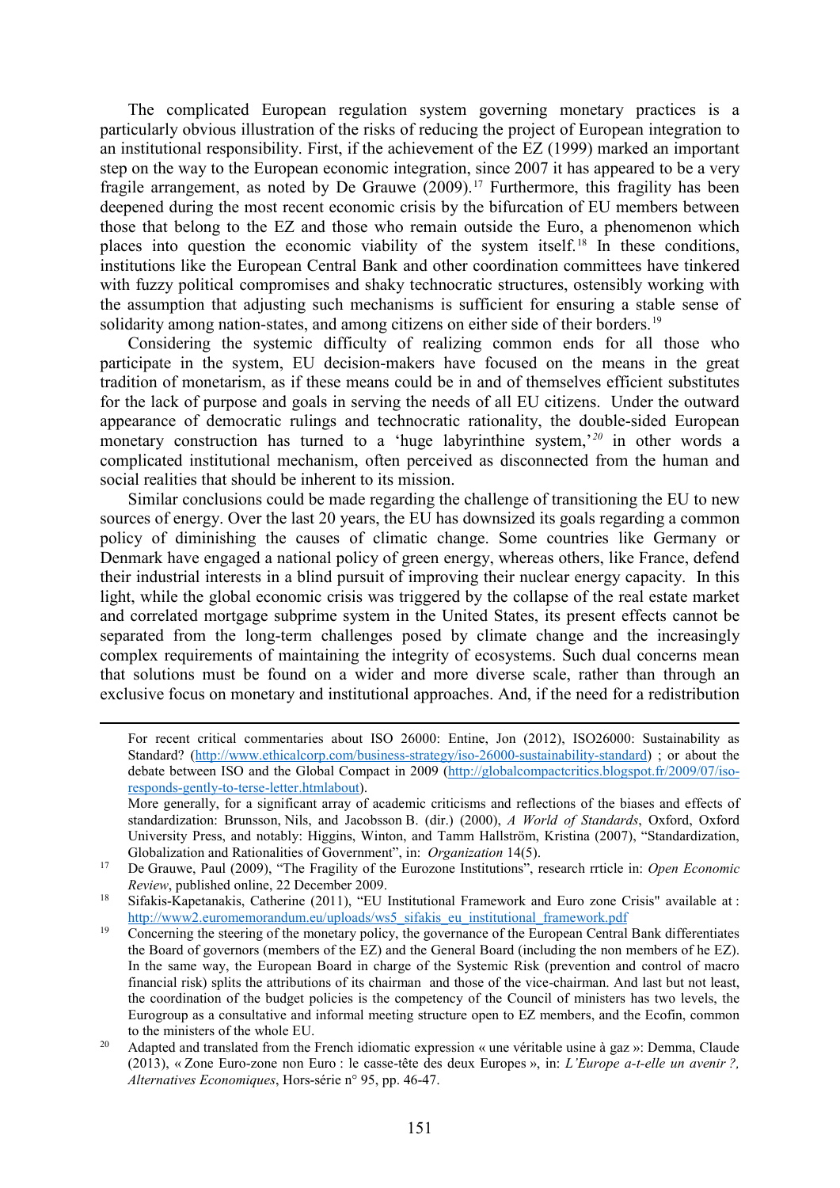The complicated European regulation system governing monetary practices is a particularly obvious illustration of the risks of reducing the project of European integration to an institutional responsibility. First, if the achievement of the EZ (1999) marked an important step on the way to the European economic integration, since 2007 it has appeared to be a very fragile arrangement, as noted by De Grauwe (2009).[17] Furthermore, this fragility has been deepened during the most recent economic crisis by the bifurcation of EU members between those that belong to the EZ and those who remain outside the Euro, a phenomenon which places into question the economic viability of the system itself.[18] In these conditions, institutions like the European Central Bank and other coordination committees have tinkered with fuzzy political compromises and shaky technocratic structures, ostensibly working with the assumption that adjusting such mechanisms is sufficient for ensuring a stable sense of solidarity among nation-states, and among citizens on either side of their borders.[19]

Considering the systemic difficulty of realizing common ends for all those who participate in the system, EU decision-makers have focused on the means in the great tradition of monetarism, as if these means could be in and of themselves efficient substitutes for the lack of purpose and goals in serving the needs of all EU citizens. Under the outward appearance of democratic rulings and technocratic rationality, the double-sided European monetary construction has turned to a 'huge labyrinthine system,'[20] in other words a complicated institutional mechanism, often perceived as disconnected from the human and social realities that should be inherent to its mission.

Similar conclusions could be made regarding the challenge of transitioning the EU to new sources of energy. Over the last 20 years, the EU has downsized its goals regarding a common policy of diminishing the causes of climatic change. Some countries like Germany or Denmark have engaged a national policy of green energy, whereas others, like France, defend their industrial interests in a blind pursuit of improving their nuclear energy capacity. In this light, while the global economic crisis was triggered by the collapse of the real estate market and correlated mortgage subprime system in the United States, its present effects cannot be separated from the long-term challenges posed by climate change and the increasingly complex requirements of maintaining the integrity of ecosystems. Such dual concerns mean that solutions must be found on a wider and more diverse scale, rather than through an exclusive focus on monetary and institutional approaches. And, if the need for a redistribution

---

For recent critical commentaries about ISO 26000: Entine, Jon (2012), ISO26000: Sustainability as Standard? (http://www.ethicalcorp.com/business-strategy/iso-26000-sustainability-standard) ; or about the debate between ISO and the Global Compact in 2009 (http://globalcompactcritics.blogspot.fr/2009/07/iso-responds-gently-to-terse-letter.htmlabout).

More generally, for a significant array of academic criticisms and reflections of the biases and effects of standardization: Brunsson, Nils, and Jacobsson B. (dir.) (2000), *A World of Standards*, Oxford, Oxford University Press, and notably: Higgins, Winton, and Tamm Hallström, Kristina (2007), "Standardization, Globalization and Rationalities of Government", in: *Organization* 14(5).

[17] De Grauwe, Paul (2009), "The Fragility of the Eurozone Institutions", research rrticle in: *Open Economic Review*, published online, 22 December 2009.

[18] Sifakis-Kapetanakis, Catherine (2011), "EU Institutional Framework and Euro zone Crisis" available at : http://www2.euromemorandum.eu/uploads/ws5_sifakis_eu_institutional_framework.pdf

[19] Concerning the steering of the monetary policy, the governance of the European Central Bank differentiates the Board of governors (members of the EZ) and the General Board (including the non members of he EZ). In the same way, the European Board in charge of the Systemic Risk (prevention and control of macro financial risk) splits the attributions of its chairman and those of the vice-chairman. And last but not least, the coordination of the budget policies is the competency of the Council of ministers has two levels, the Eurogroup as a consultative and informal meeting structure open to EZ members, and the Ecofin, common to the ministers of the whole EU.

[20] Adapted and translated from the French idiomatic expression « une véritable usine à gaz »: Demma, Claude (2013), « Zone Euro-zone non Euro : le casse-tête des deux Europes », in: *L'Europe a-t-elle un avenir ?, Alternatives Economiques*, Hors-série n° 95, pp. 46-47.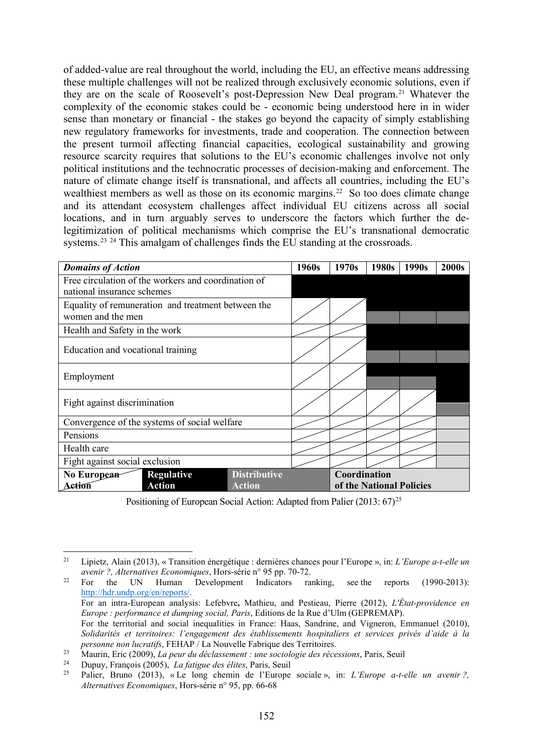of added-value are real throughout the world, including the EU, an effective means addressing these multiple challenges will not be realized through exclusively economic solutions, even if they are on the scale of Roosevelt's post-Depression New Deal program.[21] Whatever the complexity of the economic stakes could be - economic being understood here in in wider sense than monetary or financial - the stakes go beyond the capacity of simply establishing new regulatory frameworks for investments, trade and cooperation. The connection between the present turmoil affecting financial capacities, ecological sustainability and growing resource scarcity requires that solutions to the EU's economic challenges involve not only political institutions and the technocratic processes of decision-making and enforcement. The nature of climate change itself is transnational, and affects all countries, including the EU's wealthiest members as well as those on its economic margins.[22] So too does climate change and its attendant ecosystem challenges affect individual EU citizens across all social locations, and in turn arguably serves to underscore the factors which further the de-legitimization of political mechanisms which comprise the EU's transnational democratic systems.[23] [24] This amalgam of challenges finds the EU standing at the crossroads.

| *Domains of Action* | 1960s | 1970s | 1980s | 1990s | 2000s |
|---|---|---|---|---|---|
| Free circulation of the workers and coordination of national insurance schemes | Regulative Action | Regulative Action | Regulative Action | Regulative Action | Regulative Action |
| Equality of remuneration and treatment between the women and the men | No European Action | No European Action | Regulative Action / Distributive Action | Regulative Action / Distributive Action | Regulative Action / Distributive Action |
| Health and Safety in the work | No European Action | No European Action | Regulative Action | Regulative Action | Regulative Action |
| Education and vocational training | No European Action | No European Action | Regulative Action / Distributive Action | Regulative Action / Distributive Action | Regulative Action / Distributive Action |
| Employment | No European Action | No European Action | Regulative Action / Distributive Action | Regulative Action / Distributive Action | Regulative Action |
| Fight against discrimination | No European Action | No European Action | No European Action | No European Action | Regulative Action / Distributive Action |
| Convergence of the systems of social welfare | No European Action | No European Action | No European Action | No European Action | Coordination of the National Policies |
| Pensions | No European Action | No European Action | No European Action | No European Action | Coordination of the National Policies |
| Health care | No European Action | No European Action | No European Action | No European Action | Coordination of the National Policies |
| Fight against social exclusion | No European Action | No European Action | No European Action | No European Action | Coordination of the National Policies |

Legend: **No European Action** | **Regulative Action** | **Distributive Action** | **Coordination of the National Policies**

Positioning of European Social Action: Adapted from Palier (2013: 67)[25]

---

[21] Lipietz, Alain (2013), « Transition énergétique : dernières chances pour l'Europe », in: *L'Europe a-t-elle un avenir ?, Alternatives Economiques*, Hors-série n° 95 pp. 70-72.

[22] For the UN Human Development Indicators ranking, see the reports (1990-2013): http://hdr.undp.org/en/reports/.
For an intra-European analysis: Lefebvre**,** Mathieu, and Pestieau, Pierre (2012), *L'État-providence en Europe : performance et dumping social, Paris*, Editions de la Rue d'Ulm (GEPREMAP).
For the territorial and social inequalities in France: Haas, Sandrine, and Vigneron, Emmanuel (2010), *Solidarités et territoires: l'engagement des établissements hospitaliers et services privés d'aide à la personne non lucratifs*, FEHAP / La Nouvelle Fabrique des Territoires.

[23] Maurin, Eric (2009), *La peur du déclassement : une sociologie des récessions*, Paris, Seuil

[24] Dupuy, François (2005), *La fatigue des élites*, Paris, Seuil

[25] Palier, Bruno (2013), « Le long chemin de l'Europe sociale », in: *L'Europe a-t-elle un avenir ?, Alternatives Economiques*, Hors-série n° 95, pp. 66-68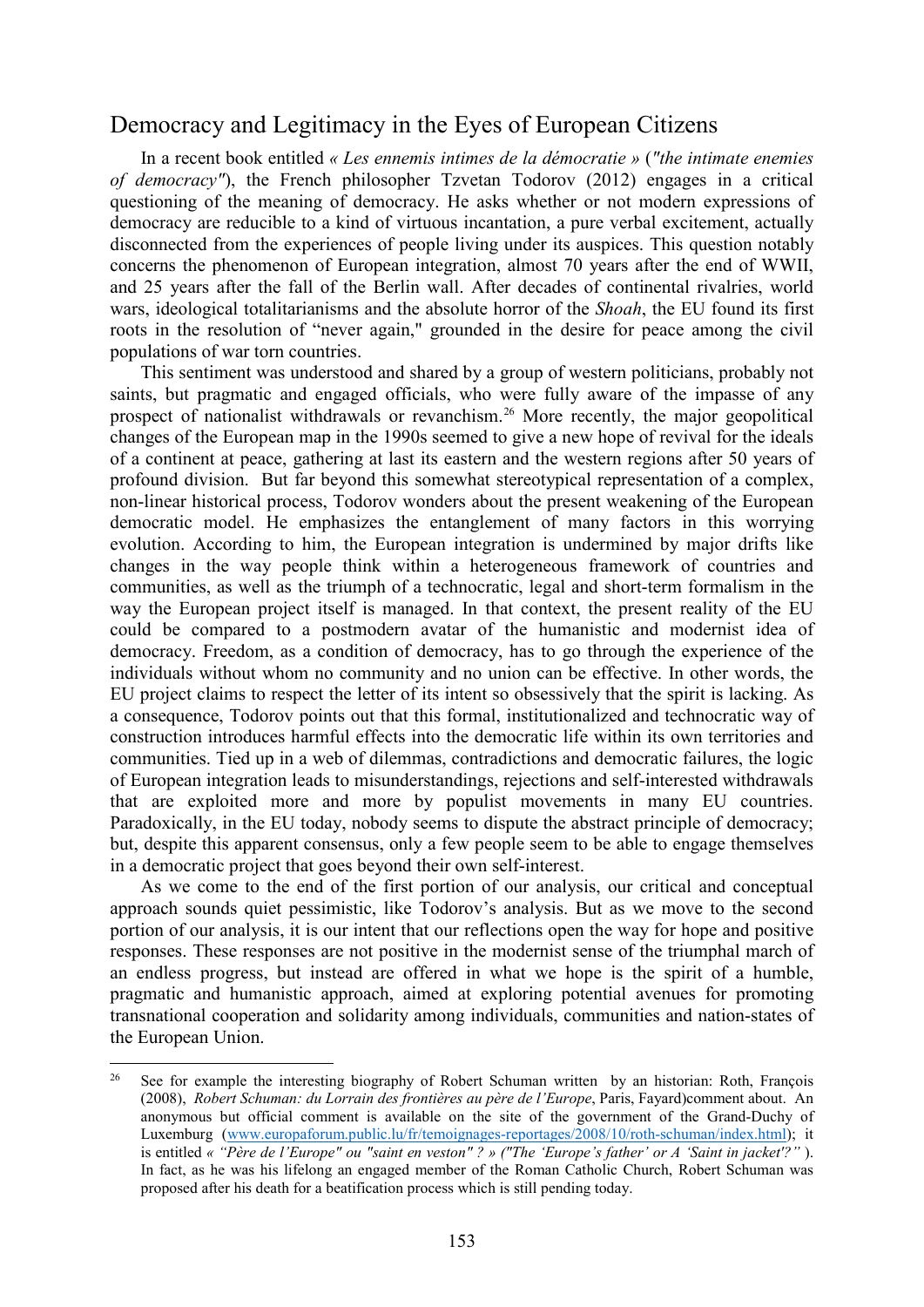## Democracy and Legitimacy in the Eyes of European Citizens

In a recent book entitled *« Les ennemis intimes de la démocratie »* (*"the intimate enemies of democracy"*), the French philosopher Tzvetan Todorov (2012) engages in a critical questioning of the meaning of democracy. He asks whether or not modern expressions of democracy are reducible to a kind of virtuous incantation, a pure verbal excitement, actually disconnected from the experiences of people living under its auspices. This question notably concerns the phenomenon of European integration, almost 70 years after the end of WWII, and 25 years after the fall of the Berlin wall. After decades of continental rivalries, world wars, ideological totalitarianisms and the absolute horror of the *Shoah*, the EU found its first roots in the resolution of "never again," grounded in the desire for peace among the civil populations of war torn countries.

This sentiment was understood and shared by a group of western politicians, probably not saints, but pragmatic and engaged officials, who were fully aware of the impasse of any prospect of nationalist withdrawals or revanchism.[26] More recently, the major geopolitical changes of the European map in the 1990s seemed to give a new hope of revival for the ideals of a continent at peace, gathering at last its eastern and the western regions after 50 years of profound division. But far beyond this somewhat stereotypical representation of a complex, non-linear historical process, Todorov wonders about the present weakening of the European democratic model. He emphasizes the entanglement of many factors in this worrying evolution. According to him, the European integration is undermined by major drifts like changes in the way people think within a heterogeneous framework of countries and communities, as well as the triumph of a technocratic, legal and short-term formalism in the way the European project itself is managed. In that context, the present reality of the EU could be compared to a postmodern avatar of the humanistic and modernist idea of democracy. Freedom, as a condition of democracy, has to go through the experience of the individuals without whom no community and no union can be effective. In other words, the EU project claims to respect the letter of its intent so obsessively that the spirit is lacking. As a consequence, Todorov points out that this formal, institutionalized and technocratic way of construction introduces harmful effects into the democratic life within its own territories and communities. Tied up in a web of dilemmas, contradictions and democratic failures, the logic of European integration leads to misunderstandings, rejections and self-interested withdrawals that are exploited more and more by populist movements in many EU countries. Paradoxically, in the EU today, nobody seems to dispute the abstract principle of democracy; but, despite this apparent consensus, only a few people seem to be able to engage themselves in a democratic project that goes beyond their own self-interest.

As we come to the end of the first portion of our analysis, our critical and conceptual approach sounds quiet pessimistic, like Todorov's analysis. But as we move to the second portion of our analysis, it is our intent that our reflections open the way for hope and positive responses. These responses are not positive in the modernist sense of the triumphal march of an endless progress, but instead are offered in what we hope is the spirit of a humble, pragmatic and humanistic approach, aimed at exploring potential avenues for promoting transnational cooperation and solidarity among individuals, communities and nation-states of the European Union.

---

[26] See for example the interesting biography of Robert Schuman written by an historian: Roth, François (2008), *Robert Schuman: du Lorrain des frontières au père de l'Europe*, Paris, Fayard)comment about. An anonymous but official comment is available on the site of the government of the Grand-Duchy of Luxemburg (www.europaforum.public.lu/fr/temoignages-reportages/2008/10/roth-schuman/index.html); it is entitled *« "Père de l'Europe" ou "saint en veston" ? » ("The 'Europe's father' or A 'Saint in jacket'?" )*. In fact, as he was his lifelong an engaged member of the Roman Catholic Church, Robert Schuman was proposed after his death for a beatification process which is still pending today.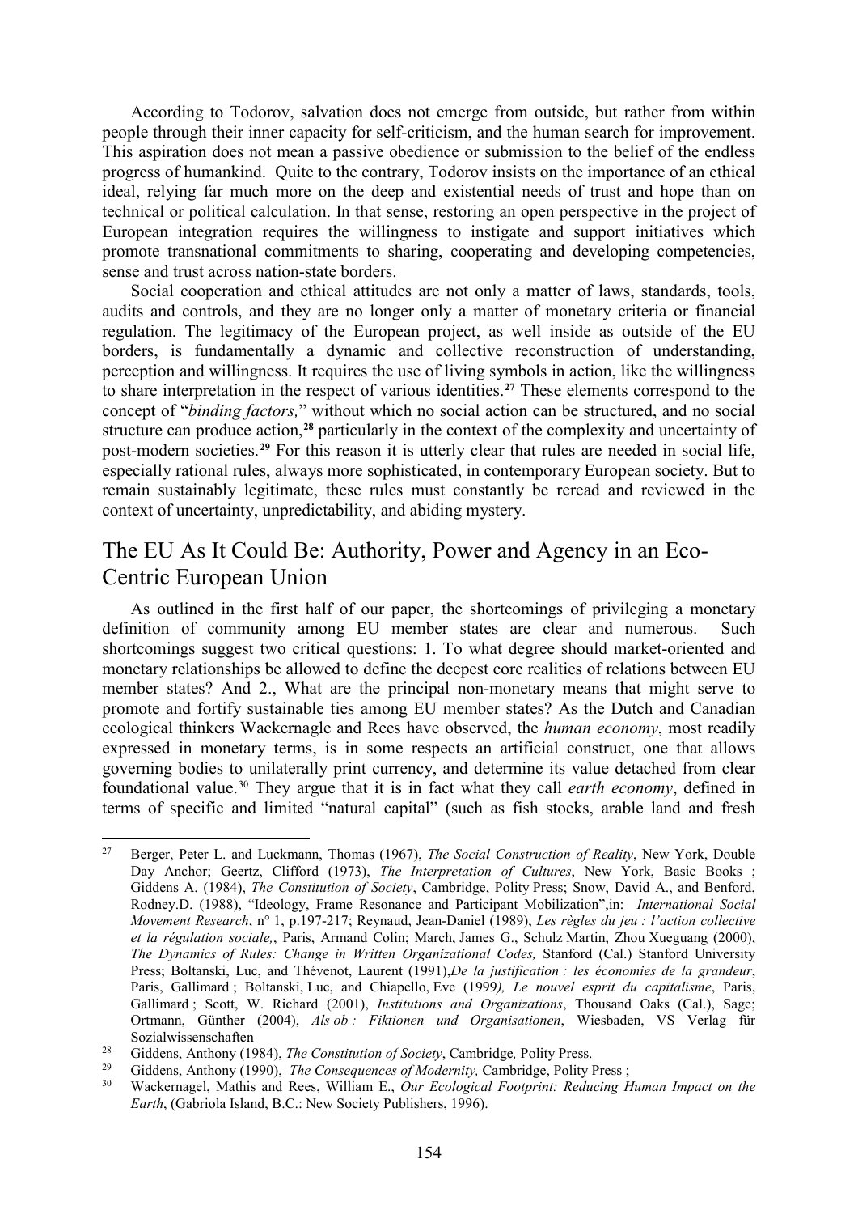According to Todorov, salvation does not emerge from outside, but rather from within people through their inner capacity for self-criticism, and the human search for improvement. This aspiration does not mean a passive obedience or submission to the belief of the endless progress of humankind. Quite to the contrary, Todorov insists on the importance of an ethical ideal, relying far much more on the deep and existential needs of trust and hope than on technical or political calculation. In that sense, restoring an open perspective in the project of European integration requires the willingness to instigate and support initiatives which promote transnational commitments to sharing, cooperating and developing competencies, sense and trust across nation-state borders.

Social cooperation and ethical attitudes are not only a matter of laws, standards, tools, audits and controls, and they are no longer only a matter of monetary criteria or financial regulation. The legitimacy of the European project, as well inside as outside of the EU borders, is fundamentally a dynamic and collective reconstruction of understanding, perception and willingness. It requires the use of living symbols in action, like the willingness to share interpretation in the respect of various identities.[27] These elements correspond to the concept of "*binding factors,*" without which no social action can be structured, and no social structure can produce action,[28] particularly in the context of the complexity and uncertainty of post-modern societies.[29] For this reason it is utterly clear that rules are needed in social life, especially rational rules, always more sophisticated, in contemporary European society. But to remain sustainably legitimate, these rules must constantly be reread and reviewed in the context of uncertainty, unpredictability, and abiding mystery.

## The EU As It Could Be: Authority, Power and Agency in an Eco-Centric European Union

As outlined in the first half of our paper, the shortcomings of privileging a monetary definition of community among EU member states are clear and numerous. Such shortcomings suggest two critical questions: 1. To what degree should market-oriented and monetary relationships be allowed to define the deepest core realities of relations between EU member states? And 2., What are the principal non-monetary means that might serve to promote and fortify sustainable ties among EU member states? As the Dutch and Canadian ecological thinkers Wackernagle and Rees have observed, the *human economy*, most readily expressed in monetary terms, is in some respects an artificial construct, one that allows governing bodies to unilaterally print currency, and determine its value detached from clear foundational value.[30] They argue that it is in fact what they call *earth economy*, defined in terms of specific and limited "natural capital" (such as fish stocks, arable land and fresh

---

[27] Berger, Peter L. and Luckmann, Thomas (1967), *The Social Construction of Reality*, New York, Double Day Anchor; Geertz, Clifford (1973), *The Interpretation of Cultures*, New York, Basic Books ; Giddens A. (1984), *The Constitution of Society*, Cambridge, Polity Press; Snow, David A., and Benford, Rodney.D. (1988), "Ideology, Frame Resonance and Participant Mobilization",in: *International Social Movement Research*, n° 1, p.197-217; Reynaud, Jean-Daniel (1989), *Les règles du jeu : l'action collective et la régulation sociale,*, Paris, Armand Colin; March, James G., Schulz Martin, Zhou Xueguang (2000), *The Dynamics of Rules: Change in Written Organizational Codes,* Stanford (Cal.) Stanford University Press; Boltanski, Luc, and Thévenot, Laurent (1991),*De la justification : les économies de la grandeur*, Paris, Gallimard ; Boltanski, Luc, and Chiapello, Eve (1999*), Le nouvel esprit du capitalisme*, Paris, Gallimard ; Scott, W. Richard (2001), *Institutions and Organizations*, Thousand Oaks (Cal.), Sage; Ortmann, Günther (2004), *Als ob : Fiktionen und Organisationen*, Wiesbaden, VS Verlag für Sozialwissenschaften

[28] Giddens, Anthony (1984), *The Constitution of Society*, Cambridge*,* Polity Press.

[29] Giddens, Anthony (1990), *The Consequences of Modernity,* Cambridge, Polity Press ;

[30] Wackernagel, Mathis and Rees, William E., *Our Ecological Footprint: Reducing Human Impact on the Earth*, (Gabriola Island, B.C.: New Society Publishers, 1996).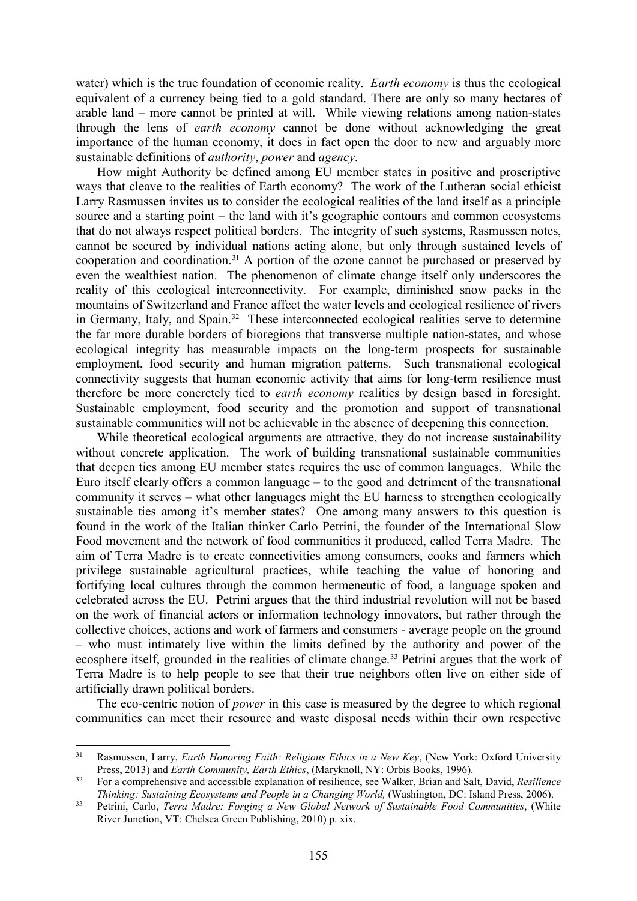water) which is the true foundation of economic reality. *Earth economy* is thus the ecological equivalent of a currency being tied to a gold standard. There are only so many hectares of arable land – more cannot be printed at will. While viewing relations among nation-states through the lens of *earth economy* cannot be done without acknowledging the great importance of the human economy, it does in fact open the door to new and arguably more sustainable definitions of *authority*, *power* and *agency*.

How might Authority be defined among EU member states in positive and proscriptive ways that cleave to the realities of Earth economy? The work of the Lutheran social ethicist Larry Rasmussen invites us to consider the ecological realities of the land itself as a principle source and a starting point – the land with it's geographic contours and common ecosystems that do not always respect political borders. The integrity of such systems, Rasmussen notes, cannot be secured by individual nations acting alone, but only through sustained levels of cooperation and coordination.[31] A portion of the ozone cannot be purchased or preserved by even the wealthiest nation. The phenomenon of climate change itself only underscores the reality of this ecological interconnectivity. For example, diminished snow packs in the mountains of Switzerland and France affect the water levels and ecological resilience of rivers in Germany, Italy, and Spain.[32] These interconnected ecological realities serve to determine the far more durable borders of bioregions that transverse multiple nation-states, and whose ecological integrity has measurable impacts on the long-term prospects for sustainable employment, food security and human migration patterns. Such transnational ecological connectivity suggests that human economic activity that aims for long-term resilience must therefore be more concretely tied to *earth economy* realities by design based in foresight. Sustainable employment, food security and the promotion and support of transnational sustainable communities will not be achievable in the absence of deepening this connection.

While theoretical ecological arguments are attractive, they do not increase sustainability without concrete application. The work of building transnational sustainable communities that deepen ties among EU member states requires the use of common languages. While the Euro itself clearly offers a common language – to the good and detriment of the transnational community it serves – what other languages might the EU harness to strengthen ecologically sustainable ties among it's member states? One among many answers to this question is found in the work of the Italian thinker Carlo Petrini, the founder of the International Slow Food movement and the network of food communities it produced, called Terra Madre. The aim of Terra Madre is to create connectivities among consumers, cooks and farmers which privilege sustainable agricultural practices, while teaching the value of honoring and fortifying local cultures through the common hermeneutic of food, a language spoken and celebrated across the EU. Petrini argues that the third industrial revolution will not be based on the work of financial actors or information technology innovators, but rather through the collective choices, actions and work of farmers and consumers - average people on the ground – who must intimately live within the limits defined by the authority and power of the ecosphere itself, grounded in the realities of climate change.[33] Petrini argues that the work of Terra Madre is to help people to see that their true neighbors often live on either side of artificially drawn political borders.

The eco-centric notion of *power* in this case is measured by the degree to which regional communities can meet their resource and waste disposal needs within their own respective

---

[31] Rasmussen, Larry, *Earth Honoring Faith: Religious Ethics in a New Key*, (New York: Oxford University Press, 2013) and *Earth Community, Earth Ethics*, (Maryknoll, NY: Orbis Books, 1996).

[32] For a comprehensive and accessible explanation of resilience, see Walker, Brian and Salt, David, *Resilience Thinking: Sustaining Ecosystems and People in a Changing World,* (Washington, DC: Island Press, 2006).

[33] Petrini, Carlo, *Terra Madre: Forging a New Global Network of Sustainable Food Communities*, (White River Junction, VT: Chelsea Green Publishing, 2010) p. xix.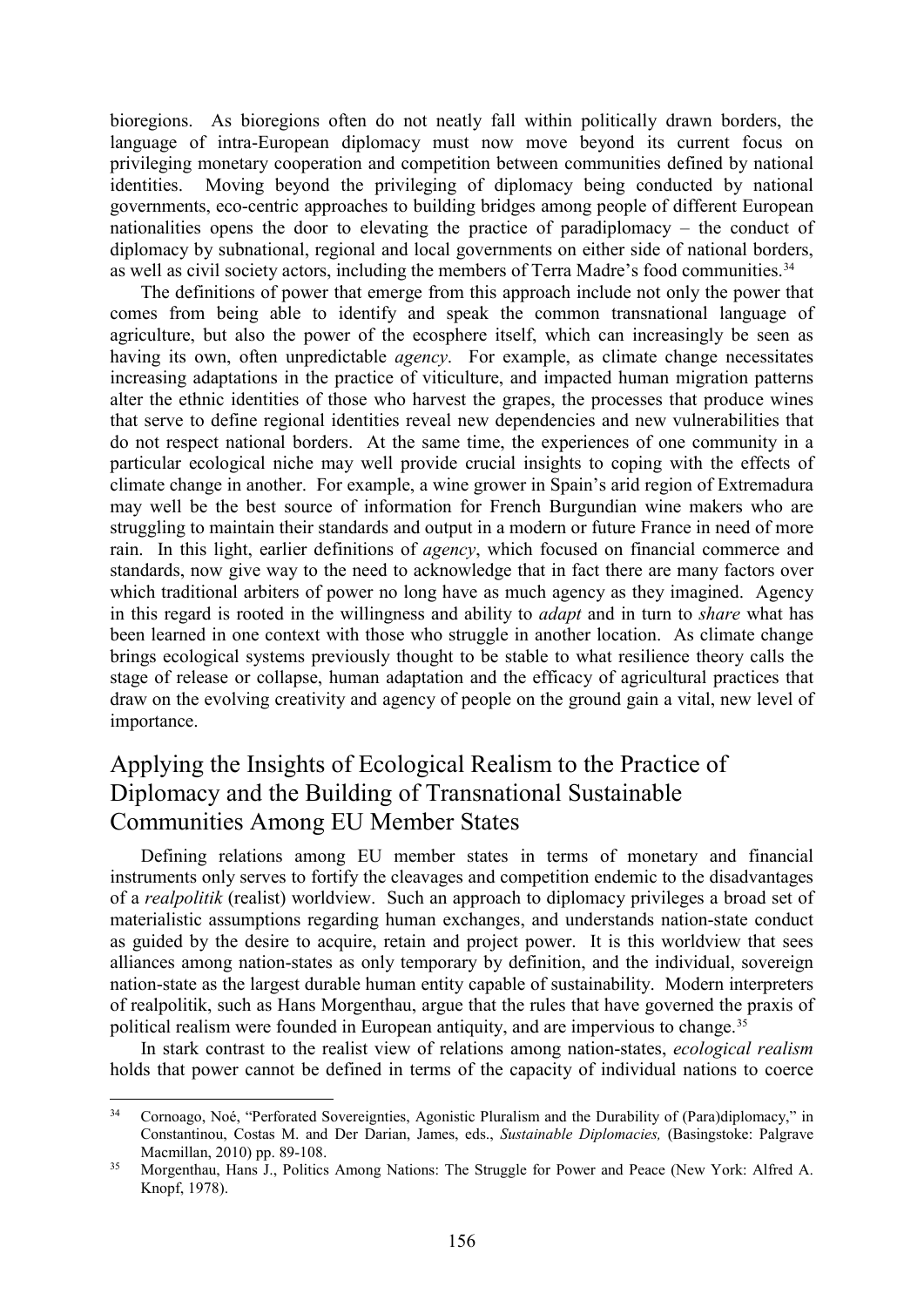bioregions. As bioregions often do not neatly fall within politically drawn borders, the language of intra-European diplomacy must now move beyond its current focus on privileging monetary cooperation and competition between communities defined by national identities. Moving beyond the privileging of diplomacy being conducted by national governments, eco-centric approaches to building bridges among people of different European nationalities opens the door to elevating the practice of paradiplomacy – the conduct of diplomacy by subnational, regional and local governments on either side of national borders, as well as civil society actors, including the members of Terra Madre's food communities.[34]

The definitions of power that emerge from this approach include not only the power that comes from being able to identify and speak the common transnational language of agriculture, but also the power of the ecosphere itself, which can increasingly be seen as having its own, often unpredictable *agency*. For example, as climate change necessitates increasing adaptations in the practice of viticulture, and impacted human migration patterns alter the ethnic identities of those who harvest the grapes, the processes that produce wines that serve to define regional identities reveal new dependencies and new vulnerabilities that do not respect national borders. At the same time, the experiences of one community in a particular ecological niche may well provide crucial insights to coping with the effects of climate change in another. For example, a wine grower in Spain's arid region of Extremadura may well be the best source of information for French Burgundian wine makers who are struggling to maintain their standards and output in a modern or future France in need of more rain. In this light, earlier definitions of *agency*, which focused on financial commerce and standards, now give way to the need to acknowledge that in fact there are many factors over which traditional arbiters of power no long have as much agency as they imagined. Agency in this regard is rooted in the willingness and ability to *adapt* and in turn to *share* what has been learned in one context with those who struggle in another location. As climate change brings ecological systems previously thought to be stable to what resilience theory calls the stage of release or collapse, human adaptation and the efficacy of agricultural practices that draw on the evolving creativity and agency of people on the ground gain a vital, new level of importance.

## Applying the Insights of Ecological Realism to the Practice of Diplomacy and the Building of Transnational Sustainable Communities Among EU Member States

Defining relations among EU member states in terms of monetary and financial instruments only serves to fortify the cleavages and competition endemic to the disadvantages of a *realpolitik* (realist) worldview. Such an approach to diplomacy privileges a broad set of materialistic assumptions regarding human exchanges, and understands nation-state conduct as guided by the desire to acquire, retain and project power. It is this worldview that sees alliances among nation-states as only temporary by definition, and the individual, sovereign nation-state as the largest durable human entity capable of sustainability. Modern interpreters of realpolitik, such as Hans Morgenthau, argue that the rules that have governed the praxis of political realism were founded in European antiquity, and are impervious to change.[35]

In stark contrast to the realist view of relations among nation-states, *ecological realism* holds that power cannot be defined in terms of the capacity of individual nations to coerce

---

[34] Cornoago, Noé, "Perforated Sovereignties, Agonistic Pluralism and the Durability of (Para)diplomacy," in Constantinou, Costas M. and Der Darian, James, eds., *Sustainable Diplomacies,* (Basingstoke: Palgrave Macmillan, 2010) pp. 89-108.

[35] Morgenthau, Hans J., Politics Among Nations: The Struggle for Power and Peace (New York: Alfred A. Knopf, 1978).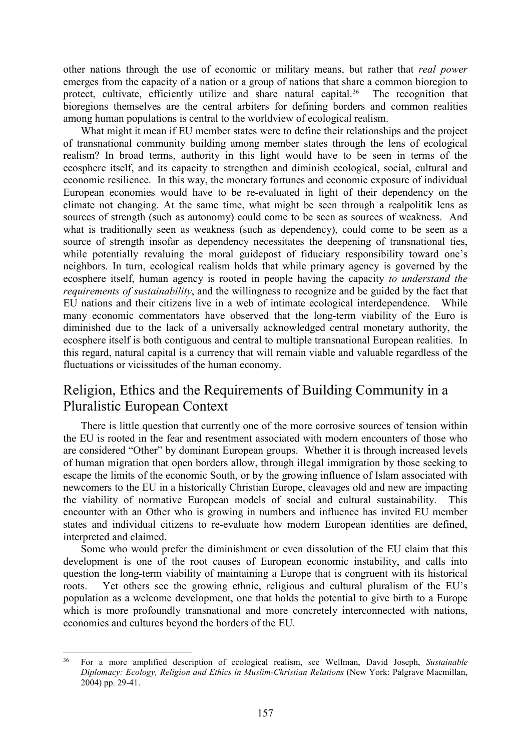other nations through the use of economic or military means, but rather that *real power* emerges from the capacity of a nation or a group of nations that share a common bioregion to protect, cultivate, efficiently utilize and share natural capital.[36] The recognition that bioregions themselves are the central arbiters for defining borders and common realities among human populations is central to the worldview of ecological realism.

What might it mean if EU member states were to define their relationships and the project of transnational community building among member states through the lens of ecological realism? In broad terms, authority in this light would have to be seen in terms of the ecosphere itself, and its capacity to strengthen and diminish ecological, social, cultural and economic resilience. In this way, the monetary fortunes and economic exposure of individual European economies would have to be re-evaluated in light of their dependency on the climate not changing. At the same time, what might be seen through a realpolitik lens as sources of strength (such as autonomy) could come to be seen as sources of weakness. And what is traditionally seen as weakness (such as dependency), could come to be seen as a source of strength insofar as dependency necessitates the deepening of transnational ties, while potentially revaluing the moral guidepost of fiduciary responsibility toward one's neighbors. In turn, ecological realism holds that while primary agency is governed by the ecosphere itself, human agency is rooted in people having the capacity *to understand the requirements of sustainability*, and the willingness to recognize and be guided by the fact that EU nations and their citizens live in a web of intimate ecological interdependence. While many economic commentators have observed that the long-term viability of the Euro is diminished due to the lack of a universally acknowledged central monetary authority, the ecosphere itself is both contiguous and central to multiple transnational European realities. In this regard, natural capital is a currency that will remain viable and valuable regardless of the fluctuations or vicissitudes of the human economy.

## Religion, Ethics and the Requirements of Building Community in a Pluralistic European Context

There is little question that currently one of the more corrosive sources of tension within the EU is rooted in the fear and resentment associated with modern encounters of those who are considered "Other" by dominant European groups. Whether it is through increased levels of human migration that open borders allow, through illegal immigration by those seeking to escape the limits of the economic South, or by the growing influence of Islam associated with newcomers to the EU in a historically Christian Europe, cleavages old and new are impacting the viability of normative European models of social and cultural sustainability. This encounter with an Other who is growing in numbers and influence has invited EU member states and individual citizens to re-evaluate how modern European identities are defined, interpreted and claimed.

Some who would prefer the diminishment or even dissolution of the EU claim that this development is one of the root causes of European economic instability, and calls into question the long-term viability of maintaining a Europe that is congruent with its historical roots. Yet others see the growing ethnic, religious and cultural pluralism of the EU's population as a welcome development, one that holds the potential to give birth to a Europe which is more profoundly transnational and more concretely interconnected with nations, economies and cultures beyond the borders of the EU.

---

[36] For a more amplified description of ecological realism, see Wellman, David Joseph, *Sustainable Diplomacy: Ecology, Religion and Ethics in Muslim-Christian Relations* (New York: Palgrave Macmillan, 2004) pp. 29-41.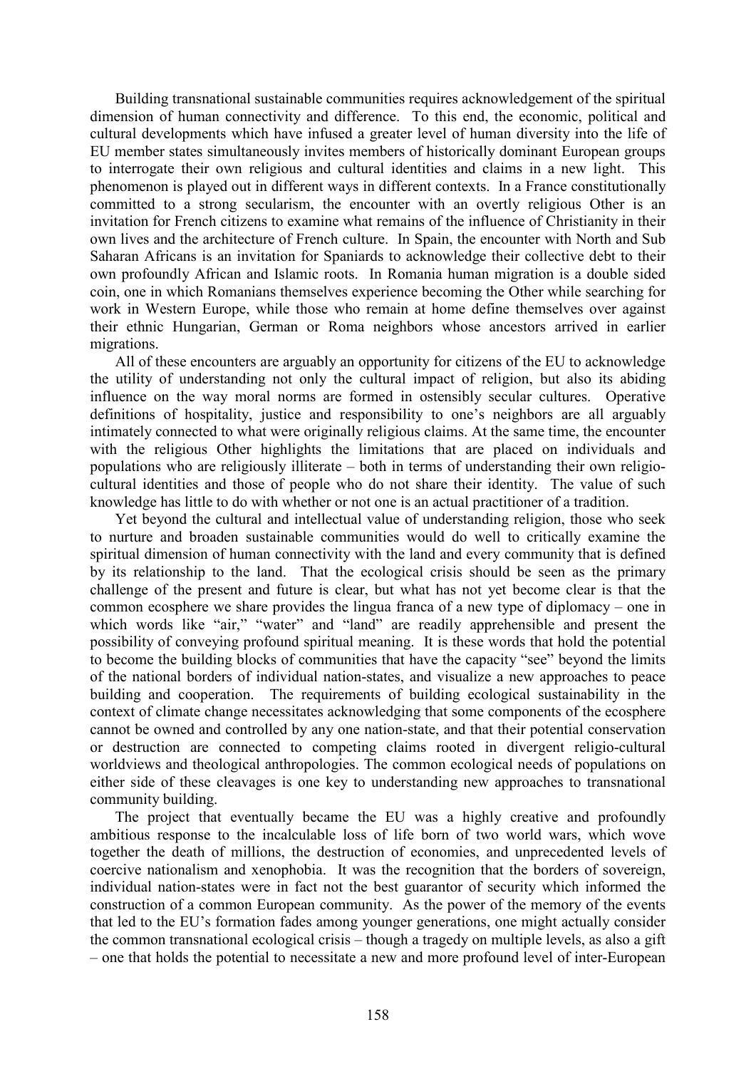Building transnational sustainable communities requires acknowledgement of the spiritual dimension of human connectivity and difference. To this end, the economic, political and cultural developments which have infused a greater level of human diversity into the life of EU member states simultaneously invites members of historically dominant European groups to interrogate their own religious and cultural identities and claims in a new light. This phenomenon is played out in different ways in different contexts. In a France constitutionally committed to a strong secularism, the encounter with an overtly religious Other is an invitation for French citizens to examine what remains of the influence of Christianity in their own lives and the architecture of French culture. In Spain, the encounter with North and Sub Saharan Africans is an invitation for Spaniards to acknowledge their collective debt to their own profoundly African and Islamic roots. In Romania human migration is a double sided coin, one in which Romanians themselves experience becoming the Other while searching for work in Western Europe, while those who remain at home define themselves over against their ethnic Hungarian, German or Roma neighbors whose ancestors arrived in earlier migrations.

All of these encounters are arguably an opportunity for citizens of the EU to acknowledge the utility of understanding not only the cultural impact of religion, but also its abiding influence on the way moral norms are formed in ostensibly secular cultures. Operative definitions of hospitality, justice and responsibility to one's neighbors are all arguably intimately connected to what were originally religious claims. At the same time, the encounter with the religious Other highlights the limitations that are placed on individuals and populations who are religiously illiterate – both in terms of understanding their own religio-cultural identities and those of people who do not share their identity. The value of such knowledge has little to do with whether or not one is an actual practitioner of a tradition.

Yet beyond the cultural and intellectual value of understanding religion, those who seek to nurture and broaden sustainable communities would do well to critically examine the spiritual dimension of human connectivity with the land and every community that is defined by its relationship to the land. That the ecological crisis should be seen as the primary challenge of the present and future is clear, but what has not yet become clear is that the common ecosphere we share provides the lingua franca of a new type of diplomacy – one in which words like "air," "water" and "land" are readily apprehensible and present the possibility of conveying profound spiritual meaning. It is these words that hold the potential to become the building blocks of communities that have the capacity "see" beyond the limits of the national borders of individual nation-states, and visualize a new approaches to peace building and cooperation. The requirements of building ecological sustainability in the context of climate change necessitates acknowledging that some components of the ecosphere cannot be owned and controlled by any one nation-state, and that their potential conservation or destruction are connected to competing claims rooted in divergent religio-cultural worldviews and theological anthropologies. The common ecological needs of populations on either side of these cleavages is one key to understanding new approaches to transnational community building.

The project that eventually became the EU was a highly creative and profoundly ambitious response to the incalculable loss of life born of two world wars, which wove together the death of millions, the destruction of economies, and unprecedented levels of coercive nationalism and xenophobia. It was the recognition that the borders of sovereign, individual nation-states were in fact not the best guarantor of security which informed the construction of a common European community. As the power of the memory of the events that led to the EU's formation fades among younger generations, one might actually consider the common transnational ecological crisis – though a tragedy on multiple levels, as also a gift – one that holds the potential to necessitate a new and more profound level of inter-European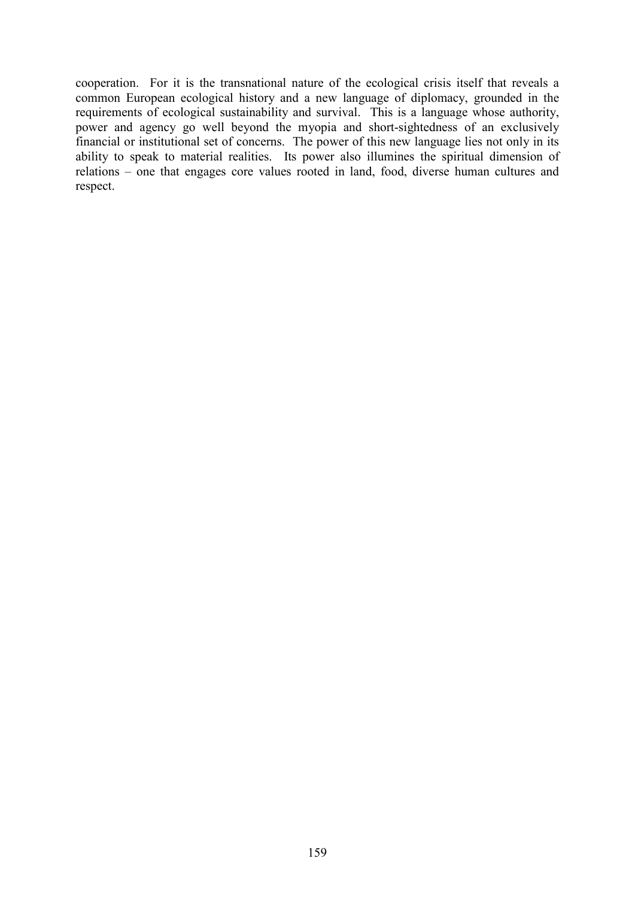cooperation. For it is the transnational nature of the ecological crisis itself that reveals a common European ecological history and a new language of diplomacy, grounded in the requirements of ecological sustainability and survival. This is a language whose authority, power and agency go well beyond the myopia and short-sightedness of an exclusively financial or institutional set of concerns. The power of this new language lies not only in its ability to speak to material realities. Its power also illumines the spiritual dimension of relations – one that engages core values rooted in land, food, diverse human cultures and respect.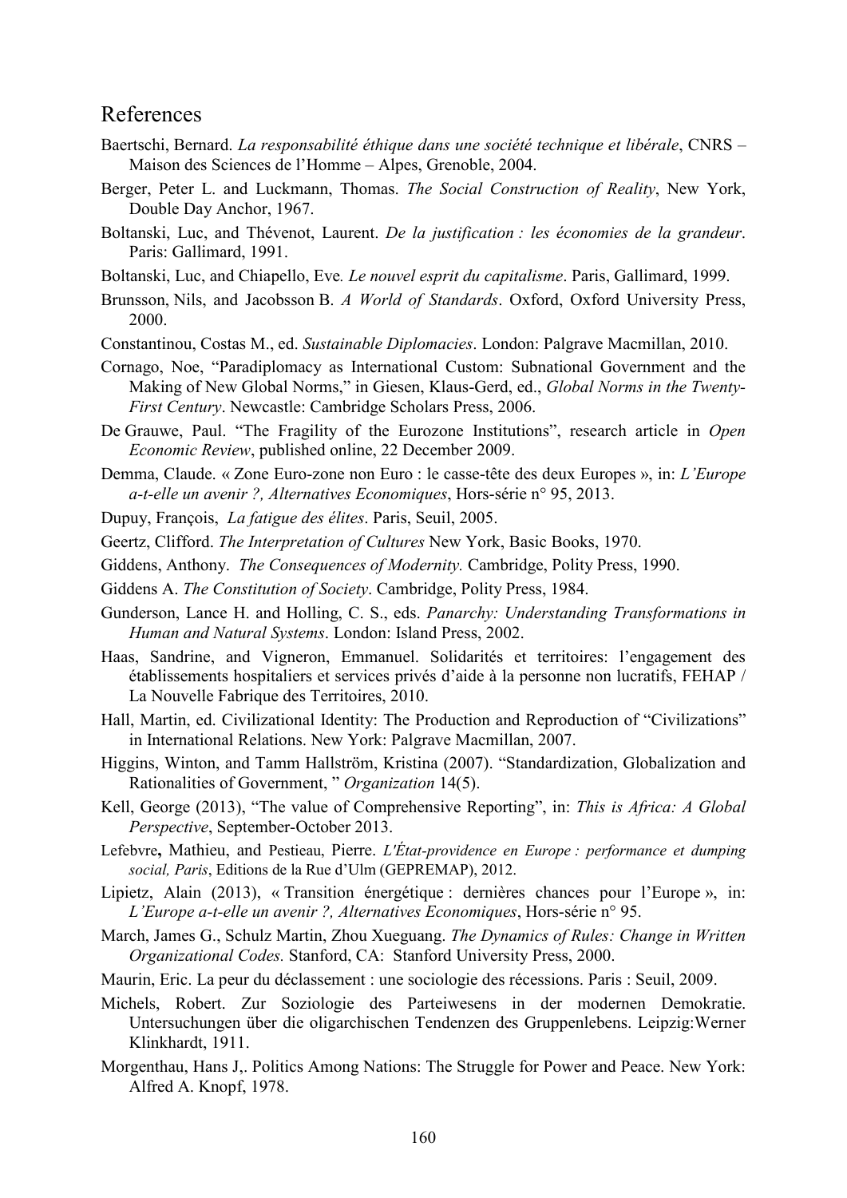## References

Baertschi, Bernard. *La responsabilité éthique dans une société technique et libérale*, CNRS – Maison des Sciences de l'Homme – Alpes, Grenoble, 2004.

Berger, Peter L. and Luckmann, Thomas. *The Social Construction of Reality*, New York, Double Day Anchor, 1967.

Boltanski, Luc, and Thévenot, Laurent. *De la justification : les économies de la grandeur*. Paris: Gallimard, 1991.

Boltanski, Luc, and Chiapello, Eve*. Le nouvel esprit du capitalisme*. Paris, Gallimard, 1999.

Brunsson, Nils, and Jacobsson B. *A World of Standards*. Oxford, Oxford University Press, 2000.

Constantinou, Costas M., ed. *Sustainable Diplomacies*. London: Palgrave Macmillan, 2010.

Cornago, Noe, "Paradiplomacy as International Custom: Subnational Government and the Making of New Global Norms," in Giesen, Klaus-Gerd, ed., *Global Norms in the Twenty-First Century*. Newcastle: Cambridge Scholars Press, 2006.

De Grauwe, Paul. "The Fragility of the Eurozone Institutions", research article in *Open Economic Review*, published online, 22 December 2009.

Demma, Claude. « Zone Euro-zone non Euro : le casse-tête des deux Europes », in: *L'Europe a-t-elle un avenir ?, Alternatives Economiques*, Hors-série n° 95, 2013.

Dupuy, François, *La fatigue des élites*. Paris, Seuil, 2005.

Geertz, Clifford. *The Interpretation of Cultures* New York, Basic Books, 1970.

Giddens, Anthony. *The Consequences of Modernity.* Cambridge, Polity Press, 1990.

Giddens A. *The Constitution of Society*. Cambridge, Polity Press, 1984.

Gunderson, Lance H. and Holling, C. S., eds. *Panarchy: Understanding Transformations in Human and Natural Systems*. London: Island Press, 2002.

Haas, Sandrine, and Vigneron, Emmanuel. Solidarités et territoires: l'engagement des établissements hospitaliers et services privés d'aide à la personne non lucratifs, FEHAP / La Nouvelle Fabrique des Territoires, 2010.

Hall, Martin, ed. Civilizational Identity: The Production and Reproduction of "Civilizations" in International Relations. New York: Palgrave Macmillan, 2007.

Higgins, Winton, and Tamm Hallström, Kristina (2007). "Standardization, Globalization and Rationalities of Government, " *Organization* 14(5).

Kell, George (2013), "The value of Comprehensive Reporting", in: *This is Africa: A Global Perspective*, September-October 2013.

Lefebvre**,** Mathieu, and Pestieau, Pierre. *L'État-providence en Europe : performance et dumping social, Paris*, Editions de la Rue d'Ulm (GEPREMAP), 2012.

Lipietz, Alain (2013), « Transition énergétique : dernières chances pour l'Europe », in: *L'Europe a-t-elle un avenir ?, Alternatives Economiques*, Hors-série n° 95.

March, James G., Schulz Martin, Zhou Xueguang. *The Dynamics of Rules: Change in Written Organizational Codes.* Stanford, CA: Stanford University Press, 2000.

Maurin, Eric. La peur du déclassement : une sociologie des récessions. Paris : Seuil, 2009.

Michels, Robert. Zur Soziologie des Parteiwesens in der modernen Demokratie. Untersuchungen über die oligarchischen Tendenzen des Gruppenlebens. Leipzig:Werner Klinkhardt, 1911.

Morgenthau, Hans J,. Politics Among Nations: The Struggle for Power and Peace. New York: Alfred A. Knopf, 1978.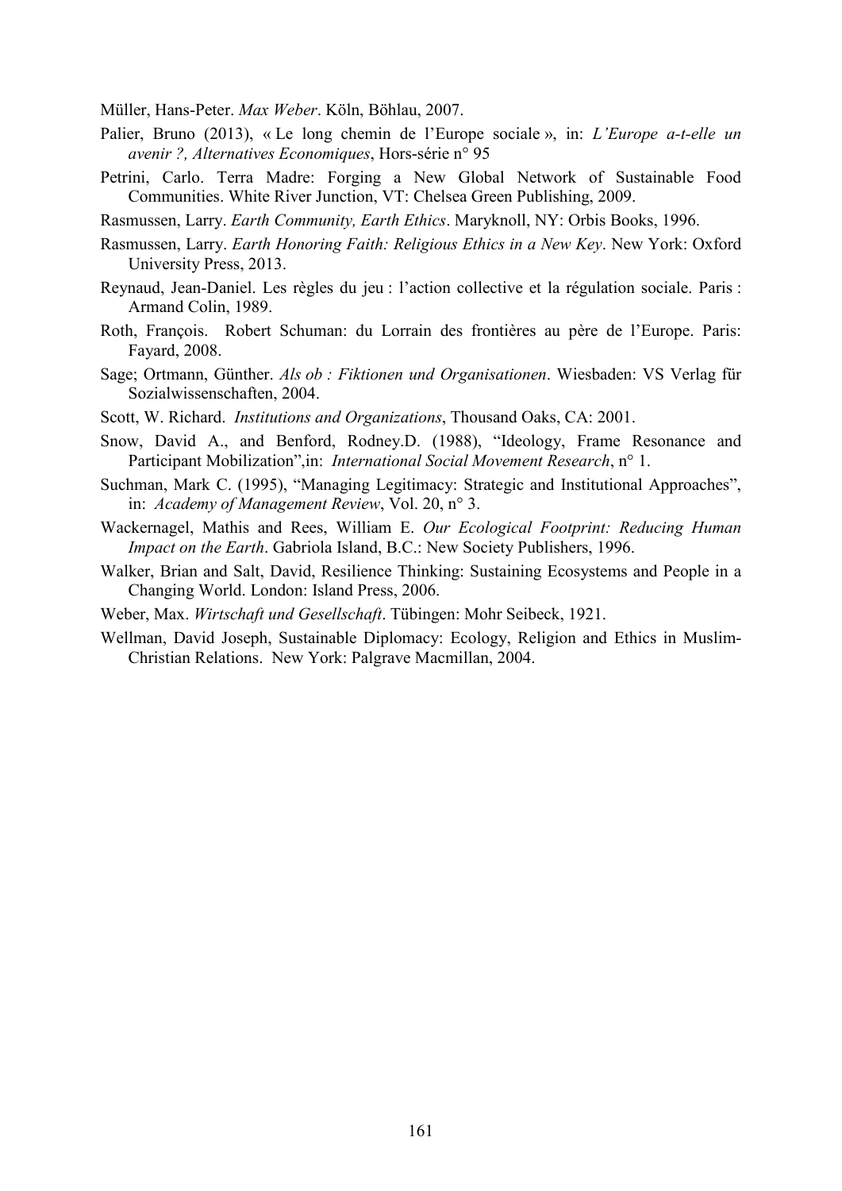Müller, Hans-Peter. *Max Weber*. Köln, Böhlau, 2007.

Palier, Bruno (2013), « Le long chemin de l'Europe sociale », in: *L'Europe a-t-elle un avenir ?, Alternatives Economiques*, Hors-série n° 95

Petrini, Carlo. Terra Madre: Forging a New Global Network of Sustainable Food Communities. White River Junction, VT: Chelsea Green Publishing, 2009.

Rasmussen, Larry. *Earth Community, Earth Ethics*. Maryknoll, NY: Orbis Books, 1996.

Rasmussen, Larry. *Earth Honoring Faith: Religious Ethics in a New Key*. New York: Oxford University Press, 2013.

Reynaud, Jean-Daniel. Les règles du jeu : l'action collective et la régulation sociale. Paris : Armand Colin, 1989.

Roth, François. Robert Schuman: du Lorrain des frontières au père de l'Europe. Paris: Fayard, 2008.

Sage; Ortmann, Günther. *Als ob : Fiktionen und Organisationen*. Wiesbaden: VS Verlag für Sozialwissenschaften, 2004.

Scott, W. Richard. *Institutions and Organizations*, Thousand Oaks, CA: 2001.

Snow, David A., and Benford, Rodney.D. (1988), "Ideology, Frame Resonance and Participant Mobilization",in: *International Social Movement Research*, n° 1.

Suchman, Mark C. (1995), "Managing Legitimacy: Strategic and Institutional Approaches", in: *Academy of Management Review*, Vol. 20, n° 3.

Wackernagel, Mathis and Rees, William E. *Our Ecological Footprint: Reducing Human Impact on the Earth*. Gabriola Island, B.C.: New Society Publishers, 1996.

Walker, Brian and Salt, David, Resilience Thinking: Sustaining Ecosystems and People in a Changing World. London: Island Press, 2006.

Weber, Max. *Wirtschaft und Gesellschaft*. Tübingen: Mohr Seibeck, 1921.

Wellman, David Joseph, Sustainable Diplomacy: Ecology, Religion and Ethics in Muslim-Christian Relations. New York: Palgrave Macmillan, 2004.